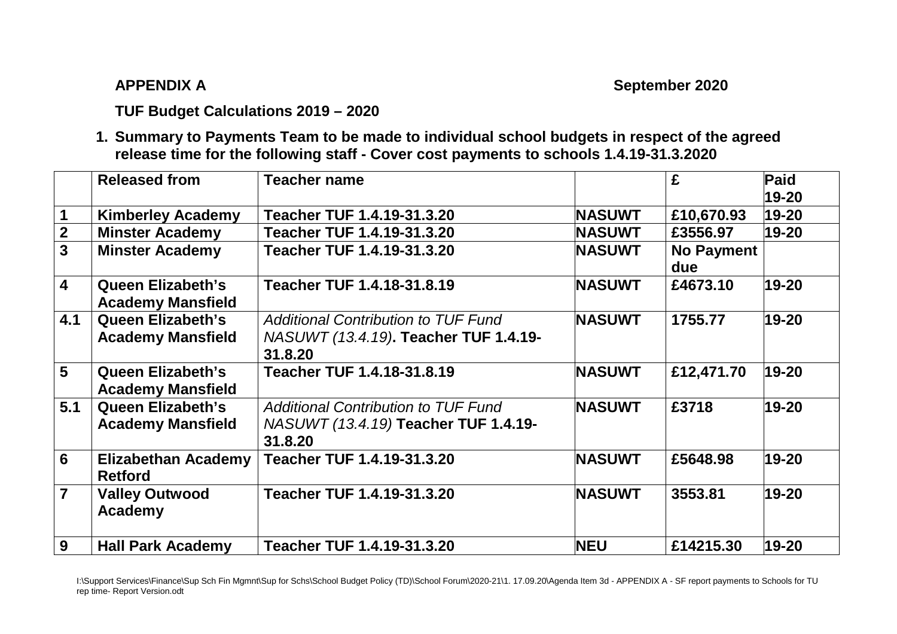**APPENDIX A** **September 2020**

**TUF Budget Calculations 2019 – 2020**

1. **Summary to Payments Team to be made to individual school budgets in respect of the agreed release time for the following staff - Cover cost payments to schools 1.4.19-31.3.2020**

| | **Released from** | **Teacher name** | | **£** | **Paid 19-20** |
|---|---|---|---|---|---|
| **1** | **Kimberley Academy** | **Teacher TUF 1.4.19-31.3.20** | **NASUWT** | **£10,670.93** | **19-20** |
| **2** | **Minster Academy** | **Teacher TUF 1.4.19-31.3.20** | **NASUWT** | **£3556.97** | **19-20** |
| **3** | **Minster Academy** | **Teacher TUF 1.4.19-31.3.20** | **NASUWT** | **No Payment due** | |
| **4** | **Queen Elizabeth's Academy Mansfield** | **Teacher TUF 1.4.18-31.8.19** | **NASUWT** | **£4673.10** | **19-20** |
| **4.1** | **Queen Elizabeth's Academy Mansfield** | *Additional Contribution to TUF Fund NASUWT (13.4.19)*. **Teacher TUF 1.4.19-31.8.20** | **NASUWT** | **1755.77** | **19-20** |
| **5** | **Queen Elizabeth's Academy Mansfield** | **Teacher TUF 1.4.18-31.8.19** | **NASUWT** | **£12,471.70** | **19-20** |
| **5.1** | **Queen Elizabeth's Academy Mansfield** | *Additional Contribution to TUF Fund NASUWT (13.4.19)* **Teacher TUF 1.4.19-31.8.20** | **NASUWT** | **£3718** | **19-20** |
| **6** | **Elizabethan Academy Retford** | **Teacher TUF 1.4.19-31.3.20** | **NASUWT** | **£5648.98** | **19-20** |
| **7** | **Valley Outwood Academy** | **Teacher TUF 1.4.19-31.3.20** | **NASUWT** | **3553.81** | **19-20** |
| **9** | **Hall Park Academy** | **Teacher TUF 1.4.19-31.3.20** | **NEU** | **£14215.30** | **19-20** |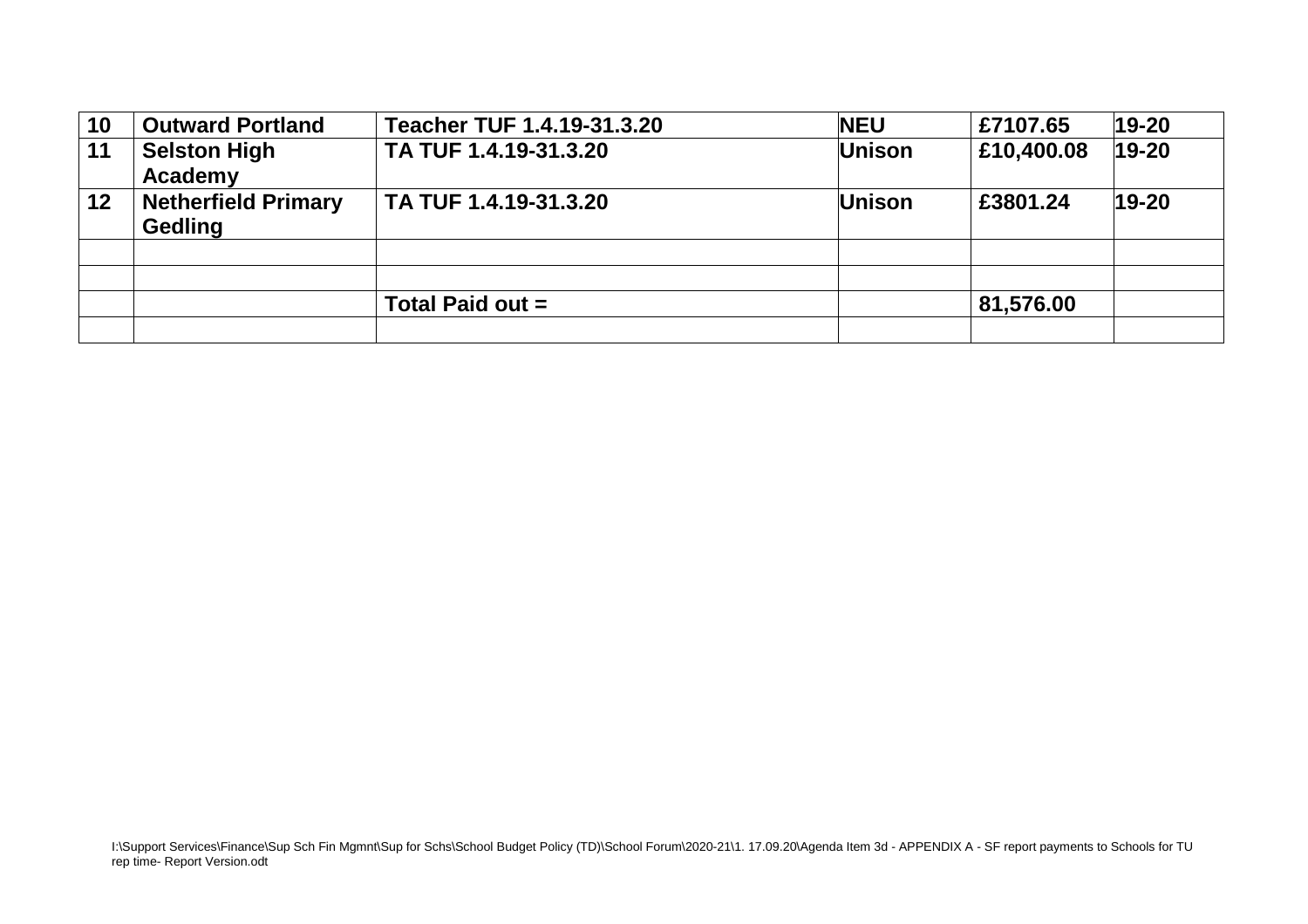| | | | | | |
|---|---|---|---|---|---|
| **10** | **Outward Portland** | **Teacher TUF 1.4.19-31.3.20** | **NEU** | **£7107.65** | **19-20** |
| **11** | **Selston High Academy** | **TA TUF 1.4.19-31.3.20** | **Unison** | **£10,400.08** | **19-20** |
| **12** | **Netherfield Primary Gedling** | **TA TUF 1.4.19-31.3.20** | **Unison** | **£3801.24** | **19-20** |
| | | | | | |
| | | | | | |
| | | **Total Paid out =** | | **81,576.00** | |
| | | | | | |

I:\Support Services\Finance\Sup Sch Fin Mgmnt\Sup for Schs\School Budget Policy (TD)\School Forum\2020-21\1. 17.09.20\Agenda Item 3d - APPENDIX A - SF report payments to Schools for TU rep time- Report Version.odt